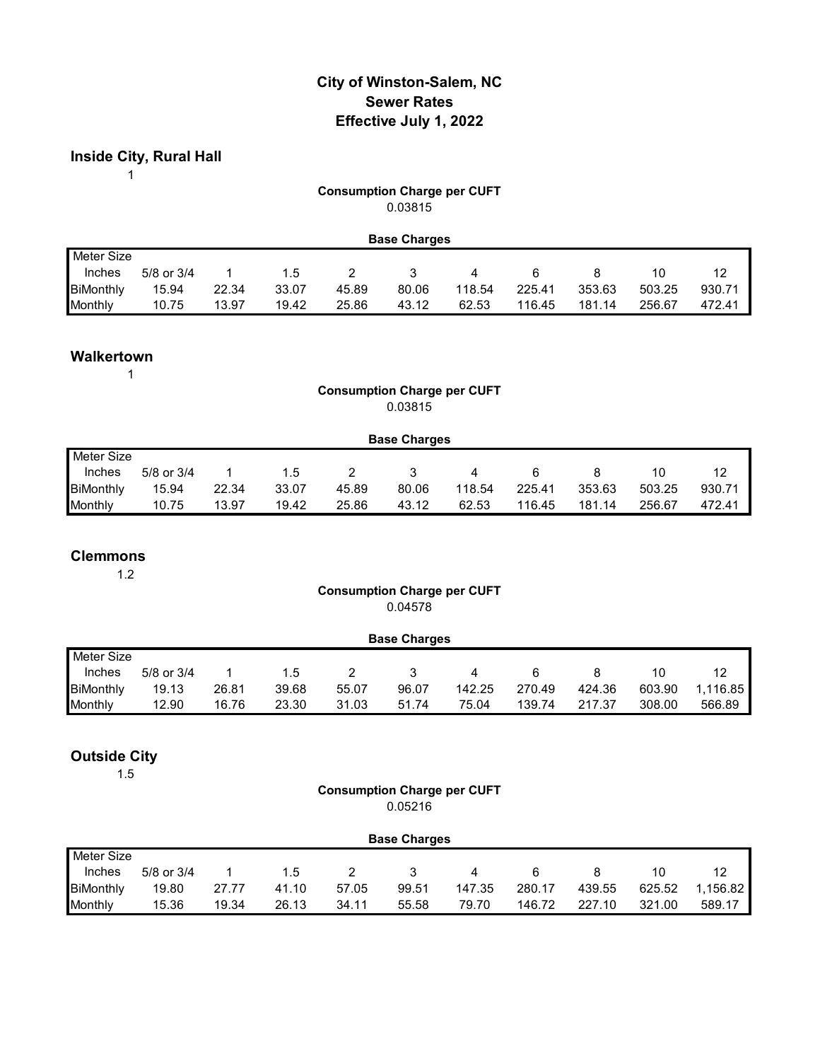# City of Winston-Salem, NC
# Sewer Rates
# Effective July 1, 2022

## Inside City, Rural Hall

1

**Consumption Charge per CUFT**

0.03815

**Base Charges**

| Meter Size | | | | | | | | | | |
|---|---|---|---|---|---|---|---|---|---|---|
| Inches | 5/8 or 3/4 | 1 | 1.5 | 2 | 3 | 4 | 6 | 8 | 10 | 12 |
| BiMonthly | 15.94 | 22.34 | 33.07 | 45.89 | 80.06 | 118.54 | 225.41 | 353.63 | 503.25 | 930.71 |
| Monthly | 10.75 | 13.97 | 19.42 | 25.86 | 43.12 | 62.53 | 116.45 | 181.14 | 256.67 | 472.41 |

## Walkertown

1

**Consumption Charge per CUFT**

0.03815

**Base Charges**

| Meter Size | | | | | | | | | | |
|---|---|---|---|---|---|---|---|---|---|---|
| Inches | 5/8 or 3/4 | 1 | 1.5 | 2 | 3 | 4 | 6 | 8 | 10 | 12 |
| BiMonthly | 15.94 | 22.34 | 33.07 | 45.89 | 80.06 | 118.54 | 225.41 | 353.63 | 503.25 | 930.71 |
| Monthly | 10.75 | 13.97 | 19.42 | 25.86 | 43.12 | 62.53 | 116.45 | 181.14 | 256.67 | 472.41 |

## Clemmons

1.2

**Consumption Charge per CUFT**

0.04578

**Base Charges**

| Meter Size | | | | | | | | | | |
|---|---|---|---|---|---|---|---|---|---|---|
| Inches | 5/8 or 3/4 | 1 | 1.5 | 2 | 3 | 4 | 6 | 8 | 10 | 12 |
| BiMonthly | 19.13 | 26.81 | 39.68 | 55.07 | 96.07 | 142.25 | 270.49 | 424.36 | 603.90 | 1,116.85 |
| Monthly | 12.90 | 16.76 | 23.30 | 31.03 | 51.74 | 75.04 | 139.74 | 217.37 | 308.00 | 566.89 |

## Outside City

1.5

**Consumption Charge per CUFT**

0.05216

**Base Charges**

| Meter Size | | | | | | | | | | |
|---|---|---|---|---|---|---|---|---|---|---|
| Inches | 5/8 or 3/4 | 1 | 1.5 | 2 | 3 | 4 | 6 | 8 | 10 | 12 |
| BiMonthly | 19.80 | 27.77 | 41.10 | 57.05 | 99.51 | 147.35 | 280.17 | 439.55 | 625.52 | 1,156.82 |
| Monthly | 15.36 | 19.34 | 26.13 | 34.11 | 55.58 | 79.70 | 146.72 | 227.10 | 321.00 | 589.17 |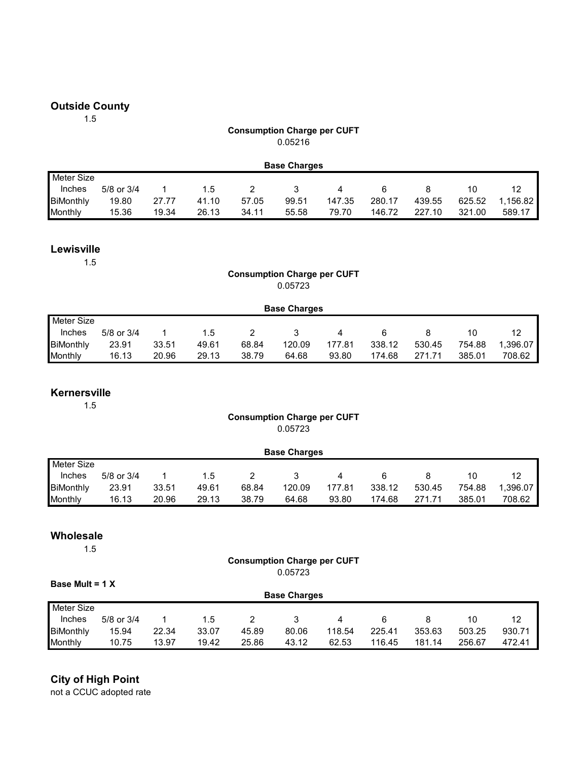## Outside County

1.5

**Consumption Charge per CUFT**

0.05216

**Base Charges**

| Meter Size | | | | | | | | | | |
|---|---|---|---|---|---|---|---|---|---|---|
| Inches | 5/8 or 3/4 | 1 | 1.5 | 2 | 3 | 4 | 6 | 8 | 10 | 12 |
| BiMonthly | 19.80 | 27.77 | 41.10 | 57.05 | 99.51 | 147.35 | 280.17 | 439.55 | 625.52 | 1,156.82 |
| Monthly | 15.36 | 19.34 | 26.13 | 34.11 | 55.58 | 79.70 | 146.72 | 227.10 | 321.00 | 589.17 |

## Lewisville

1.5

**Consumption Charge per CUFT**

0.05723

**Base Charges**

| Meter Size | | | | | | | | | | |
|---|---|---|---|---|---|---|---|---|---|---|
| Inches | 5/8 or 3/4 | 1 | 1.5 | 2 | 3 | 4 | 6 | 8 | 10 | 12 |
| BiMonthly | 23.91 | 33.51 | 49.61 | 68.84 | 120.09 | 177.81 | 338.12 | 530.45 | 754.88 | 1,396.07 |
| Monthly | 16.13 | 20.96 | 29.13 | 38.79 | 64.68 | 93.80 | 174.68 | 271.71 | 385.01 | 708.62 |

## Kernersville

1.5

**Consumption Charge per CUFT**

0.05723

**Base Charges**

| Meter Size | | | | | | | | | | |
|---|---|---|---|---|---|---|---|---|---|---|
| Inches | 5/8 or 3/4 | 1 | 1.5 | 2 | 3 | 4 | 6 | 8 | 10 | 12 |
| BiMonthly | 23.91 | 33.51 | 49.61 | 68.84 | 120.09 | 177.81 | 338.12 | 530.45 | 754.88 | 1,396.07 |
| Monthly | 16.13 | 20.96 | 29.13 | 38.79 | 64.68 | 93.80 | 174.68 | 271.71 | 385.01 | 708.62 |

## Wholesale

1.5

**Consumption Charge per CUFT**

0.05723

**Base Mult = 1 X**

**Base Charges**

| Meter Size | | | | | | | | | | |
|---|---|---|---|---|---|---|---|---|---|---|
| Inches | 5/8 or 3/4 | 1 | 1.5 | 2 | 3 | 4 | 6 | 8 | 10 | 12 |
| BiMonthly | 15.94 | 22.34 | 33.07 | 45.89 | 80.06 | 118.54 | 225.41 | 353.63 | 503.25 | 930.71 |
| Monthly | 10.75 | 13.97 | 19.42 | 25.86 | 43.12 | 62.53 | 116.45 | 181.14 | 256.67 | 472.41 |

## City of High Point

not a CCUC adopted rate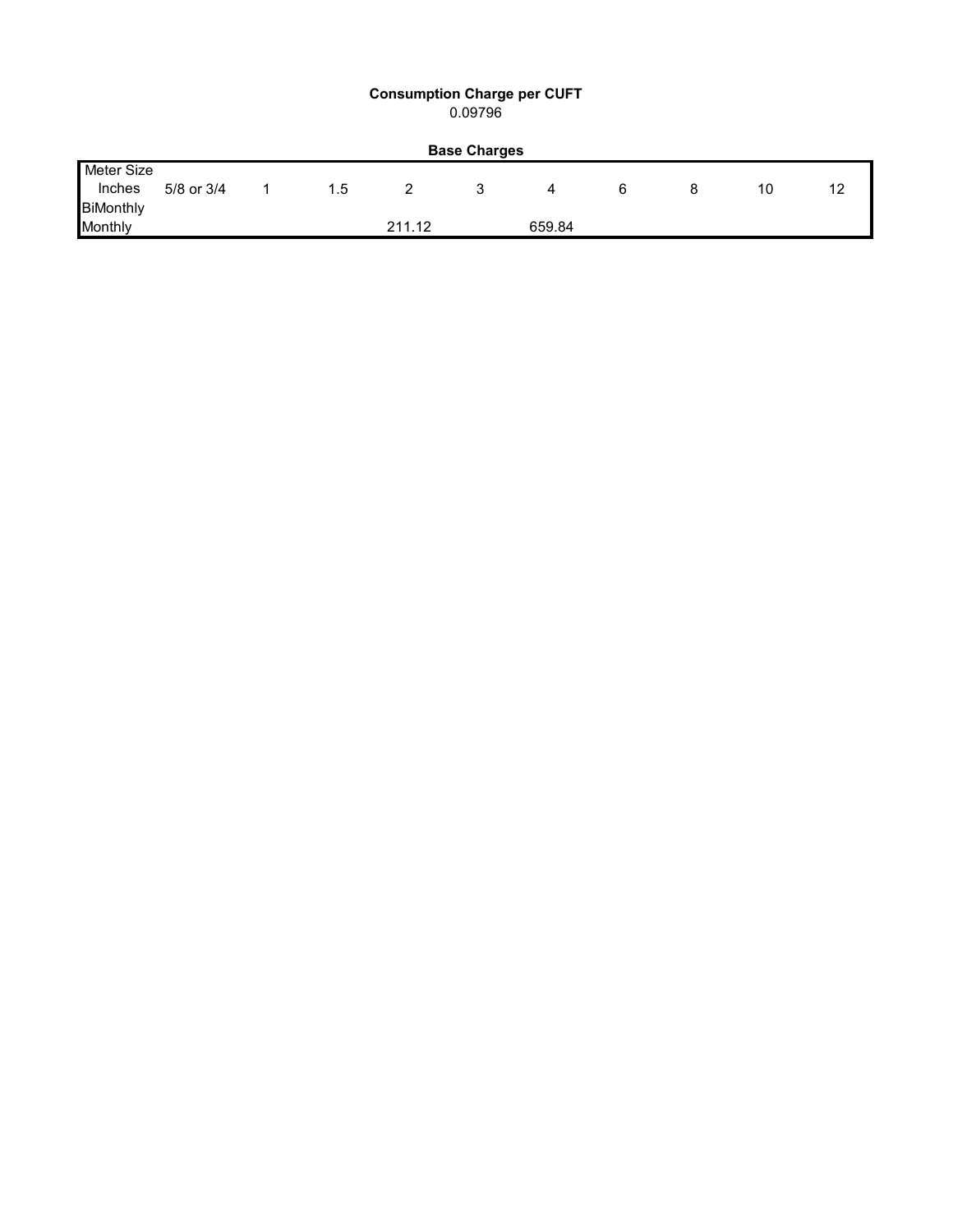**Consumption Charge per CUFT**

0.09796

**Base Charges**

| Meter Size | | | | | | | | | | |
|---|---|---|---|---|---|---|---|---|---|---|
| Inches | 5/8 or 3/4 | 1 | 1.5 | 2 | 3 | 4 | 6 | 8 | 10 | 12 |
| BiMonthly | | | | | | | | | | |
| Monthly | | | | 211.12 | | 659.84 | | | | |